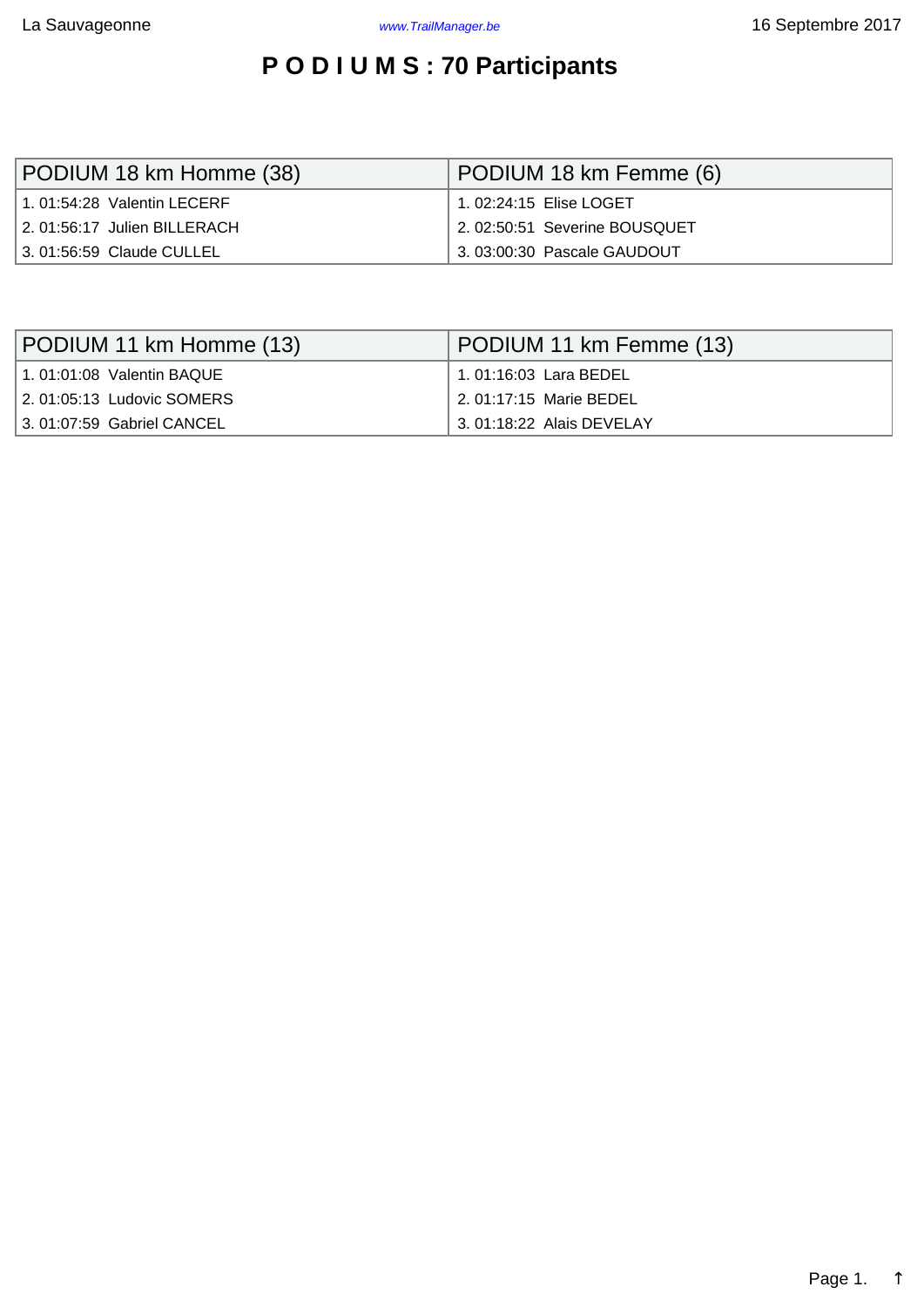# P O D I U M S : 70 Participants

| PODIUM 18 km Homme (38) | PODIUM 18 km Femme (6) |
|---|---|
| 1. 01:54:28 Valentin LECERF | 1. 02:24:15 Elise LOGET |
| 2. 01:56:17 Julien BILLERACH | 2. 02:50:51 Severine BOUSQUET |
| 3. 01:56:59 Claude CULLEL | 3. 03:00:30 Pascale GAUDOUT |

| PODIUM 11 km Homme (13) | PODIUM 11 km Femme (13) |
|---|---|
| 1. 01:01:08 Valentin BAQUE | 1. 01:16:03 Lara BEDEL |
| 2. 01:05:13 Ludovic SOMERS | 2. 01:17:15 Marie BEDEL |
| 3. 01:07:59 Gabriel CANCEL | 3. 01:18:22 Alais DEVELAY |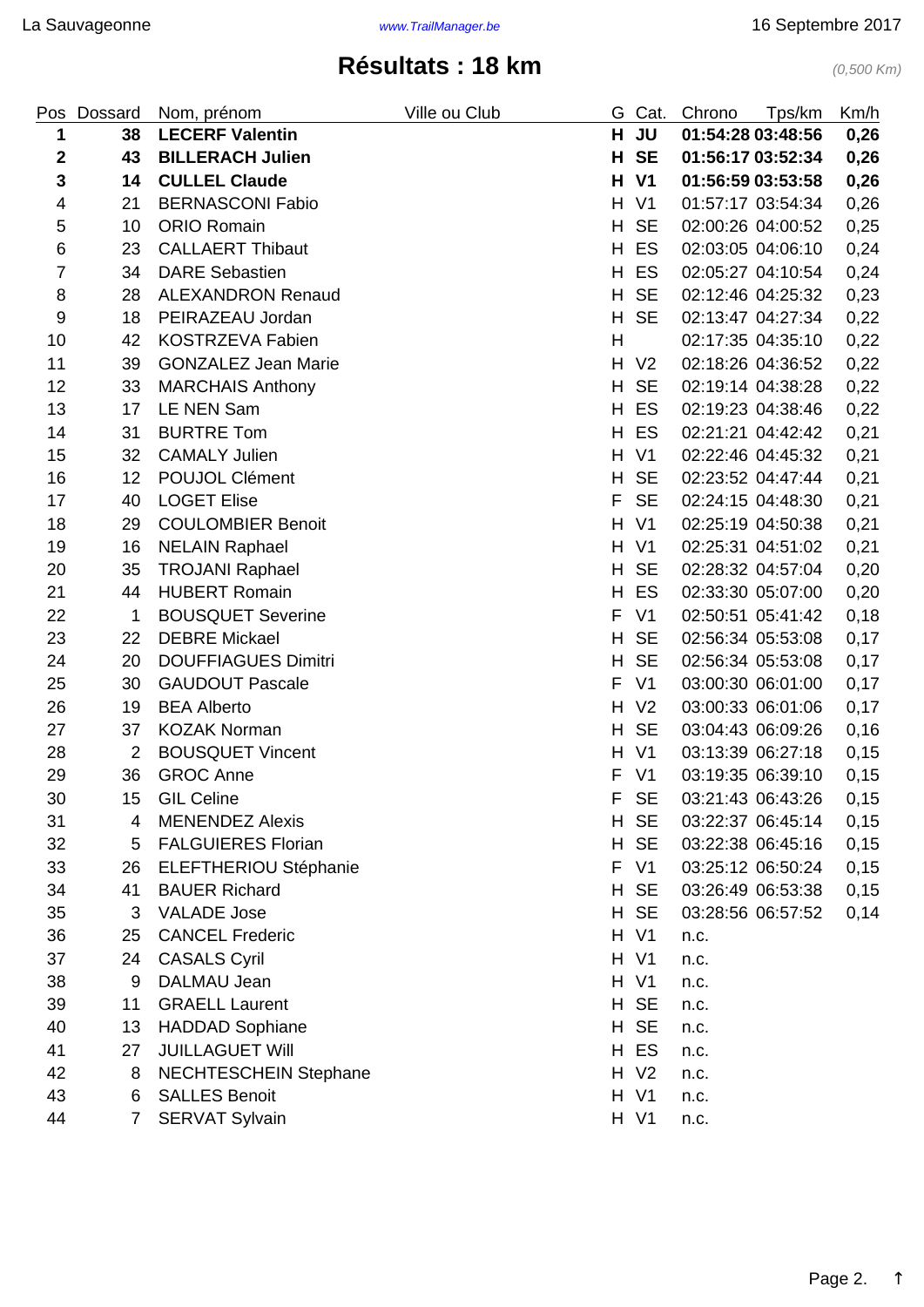# Résultats : 18 km

*(0,500 Km)*

| Pos | Dossard | Nom, prénom | Ville ou Club | G | Cat. | Chrono | Tps/km | Km/h |
|---|---|---|---|---|---|---|---|---|
| **1** | **38** | **LECERF Valentin** | | **H** | **JU** | **01:54:28** | **03:48:56** | **0,26** |
| **2** | **43** | **BILLERACH Julien** | | **H** | **SE** | **01:56:17** | **03:52:34** | **0,26** |
| **3** | **14** | **CULLEL Claude** | | **H** | **V1** | **01:56:59** | **03:53:58** | **0,26** |
| 4 | 21 | BERNASCONI Fabio | | H | V1 | 01:57:17 | 03:54:34 | 0,26 |
| 5 | 10 | ORIO Romain | | H | SE | 02:00:26 | 04:00:52 | 0,25 |
| 6 | 23 | CALLAERT Thibaut | | H | ES | 02:03:05 | 04:06:10 | 0,24 |
| 7 | 34 | DARE Sebastien | | H | ES | 02:05:27 | 04:10:54 | 0,24 |
| 8 | 28 | ALEXANDRON Renaud | | H | SE | 02:12:46 | 04:25:32 | 0,23 |
| 9 | 18 | PEIRAZEAU Jordan | | H | SE | 02:13:47 | 04:27:34 | 0,22 |
| 10 | 42 | KOSTRZEVA Fabien | | H | | 02:17:35 | 04:35:10 | 0,22 |
| 11 | 39 | GONZALEZ Jean Marie | | H | V2 | 02:18:26 | 04:36:52 | 0,22 |
| 12 | 33 | MARCHAIS Anthony | | H | SE | 02:19:14 | 04:38:28 | 0,22 |
| 13 | 17 | LE NEN Sam | | H | ES | 02:19:23 | 04:38:46 | 0,22 |
| 14 | 31 | BURTRE Tom | | H | ES | 02:21:21 | 04:42:42 | 0,21 |
| 15 | 32 | CAMALY Julien | | H | V1 | 02:22:46 | 04:45:32 | 0,21 |
| 16 | 12 | POUJOL Clément | | H | SE | 02:23:52 | 04:47:44 | 0,21 |
| 17 | 40 | LOGET Elise | | F | SE | 02:24:15 | 04:48:30 | 0,21 |
| 18 | 29 | COULOMBIER Benoit | | H | V1 | 02:25:19 | 04:50:38 | 0,21 |
| 19 | 16 | NELAIN Raphael | | H | V1 | 02:25:31 | 04:51:02 | 0,21 |
| 20 | 35 | TROJANI Raphael | | H | SE | 02:28:32 | 04:57:04 | 0,20 |
| 21 | 44 | HUBERT Romain | | H | ES | 02:33:30 | 05:07:00 | 0,20 |
| 22 | 1 | BOUSQUET Severine | | F | V1 | 02:50:51 | 05:41:42 | 0,18 |
| 23 | 22 | DEBRE Mickael | | H | SE | 02:56:34 | 05:53:08 | 0,17 |
| 24 | 20 | DOUFFIAGUES Dimitri | | H | SE | 02:56:34 | 05:53:08 | 0,17 |
| 25 | 30 | GAUDOUT Pascale | | F | V1 | 03:00:30 | 06:01:00 | 0,17 |
| 26 | 19 | BEA Alberto | | H | V2 | 03:00:33 | 06:01:06 | 0,17 |
| 27 | 37 | KOZAK Norman | | H | SE | 03:04:43 | 06:09:26 | 0,16 |
| 28 | 2 | BOUSQUET Vincent | | H | V1 | 03:13:39 | 06:27:18 | 0,15 |
| 29 | 36 | GROC Anne | | F | V1 | 03:19:35 | 06:39:10 | 0,15 |
| 30 | 15 | GIL Celine | | F | SE | 03:21:43 | 06:43:26 | 0,15 |
| 31 | 4 | MENENDEZ Alexis | | H | SE | 03:22:37 | 06:45:14 | 0,15 |
| 32 | 5 | FALGUIERES Florian | | H | SE | 03:22:38 | 06:45:16 | 0,15 |
| 33 | 26 | ELEFTHERIOU Stéphanie | | F | V1 | 03:25:12 | 06:50:24 | 0,15 |
| 34 | 41 | BAUER Richard | | H | SE | 03:26:49 | 06:53:38 | 0,15 |
| 35 | 3 | VALADE Jose | | H | SE | 03:28:56 | 06:57:52 | 0,14 |
| 36 | 25 | CANCEL Frederic | | H | V1 | n.c. | | |
| 37 | 24 | CASALS Cyril | | H | V1 | n.c. | | |
| 38 | 9 | DALMAU Jean | | H | V1 | n.c. | | |
| 39 | 11 | GRAELL Laurent | | H | SE | n.c. | | |
| 40 | 13 | HADDAD Sophiane | | H | SE | n.c. | | |
| 41 | 27 | JUILLAGUET Will | | H | ES | n.c. | | |
| 42 | 8 | NECHTESCHEIN Stephane | | H | V2 | n.c. | | |
| 43 | 6 | SALLES Benoit | | H | V1 | n.c. | | |
| 44 | 7 | SERVAT Sylvain | | H | V1 | n.c. | | |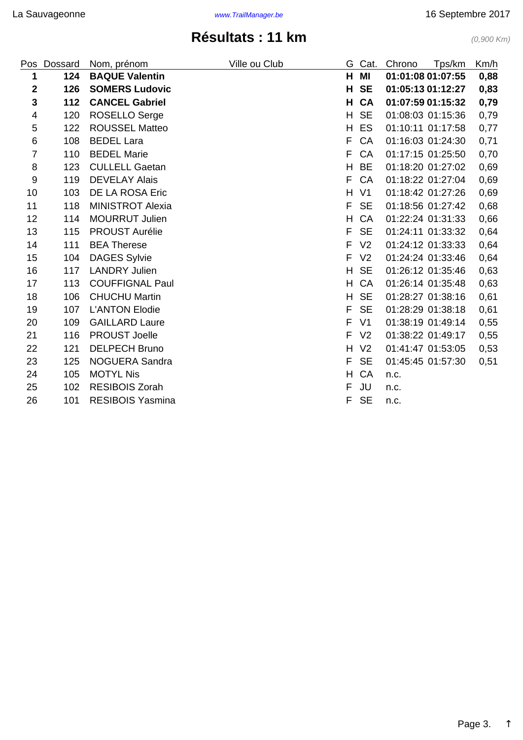# Résultats : 11 km

*(0,900 Km)*

| Pos | Dossard | Nom, prénom | Ville ou Club | G | Cat. | Chrono | Tps/km | Km/h |
|---|---|---|---|---|---|---|---|---|
| **1** | **124** | **BAQUE Valentin** | | **H** | **MI** | **01:01:08** | **01:07:55** | **0,88** |
| **2** | **126** | **SOMERS Ludovic** | | **H** | **SE** | **01:05:13** | **01:12:27** | **0,83** |
| **3** | **112** | **CANCEL Gabriel** | | **H** | **CA** | **01:07:59** | **01:15:32** | **0,79** |
| 4 | 120 | ROSELLO Serge | | H | SE | 01:08:03 | 01:15:36 | 0,79 |
| 5 | 122 | ROUSSEL Matteo | | H | ES | 01:10:11 | 01:17:58 | 0,77 |
| 6 | 108 | BEDEL Lara | | F | CA | 01:16:03 | 01:24:30 | 0,71 |
| 7 | 110 | BEDEL Marie | | F | CA | 01:17:15 | 01:25:50 | 0,70 |
| 8 | 123 | CULLELL Gaetan | | H | BE | 01:18:20 | 01:27:02 | 0,69 |
| 9 | 119 | DEVELAY Alais | | F | CA | 01:18:22 | 01:27:04 | 0,69 |
| 10 | 103 | DE LA ROSA Eric | | H | V1 | 01:18:42 | 01:27:26 | 0,69 |
| 11 | 118 | MINISTROT Alexia | | F | SE | 01:18:56 | 01:27:42 | 0,68 |
| 12 | 114 | MOURRUT Julien | | H | CA | 01:22:24 | 01:31:33 | 0,66 |
| 13 | 115 | PROUST Aurélie | | F | SE | 01:24:11 | 01:33:32 | 0,64 |
| 14 | 111 | BEA Therese | | F | V2 | 01:24:12 | 01:33:33 | 0,64 |
| 15 | 104 | DAGES Sylvie | | F | V2 | 01:24:24 | 01:33:46 | 0,64 |
| 16 | 117 | LANDRY Julien | | H | SE | 01:26:12 | 01:35:46 | 0,63 |
| 17 | 113 | COUFFIGNAL Paul | | H | CA | 01:26:14 | 01:35:48 | 0,63 |
| 18 | 106 | CHUCHU Martin | | H | SE | 01:28:27 | 01:38:16 | 0,61 |
| 19 | 107 | L'ANTON Elodie | | F | SE | 01:28:29 | 01:38:18 | 0,61 |
| 20 | 109 | GAILLARD Laure | | F | V1 | 01:38:19 | 01:49:14 | 0,55 |
| 21 | 116 | PROUST Joelle | | F | V2 | 01:38:22 | 01:49:17 | 0,55 |
| 22 | 121 | DELPECH Bruno | | H | V2 | 01:41:47 | 01:53:05 | 0,53 |
| 23 | 125 | NOGUERA Sandra | | F | SE | 01:45:45 | 01:57:30 | 0,51 |
| 24 | 105 | MOTYL Nis | | H | CA | n.c. | | |
| 25 | 102 | RESIBOIS Zorah | | F | JU | n.c. | | |
| 26 | 101 | RESIBOIS Yasmina | | F | SE | n.c. | | |